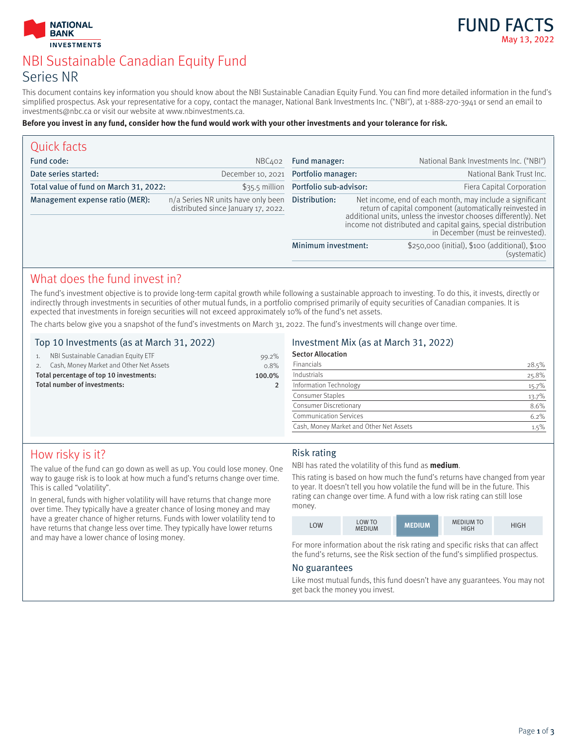NATIONAL BANK INVESTMENTS

# FUND FACTS

May 13, 2022

# NBI Sustainable Canadian Equity Fund

## Series NR

This document contains key information you should know about the NBI Sustainable Canadian Equity Fund. You can find more detailed information in the fund's simplified prospectus. Ask your representative for a copy, contact the manager, National Bank Investments Inc. ("NBI"), at 1-888-270-3941 or send an email to investments@nbc.ca or visit our website at www.nbinvestments.ca.

**Before you invest in any fund, consider how the fund would work with your other investments and your tolerance for risk.**

## Quick facts

| | |
|---|---|
| Fund code: | NBC402 |
| Date series started: | December 10, 2021 |
| Total value of fund on March 31, 2022: | $35.5 million |
| Management expense ratio (MER): | n/a Series NR units have only been distributed since January 17, 2022. |
| Fund manager: | National Bank Investments Inc. ("NBI") |
| Portfolio manager: | National Bank Trust Inc. |
| Portfolio sub-advisor: | Fiera Capital Corporation |
| Distribution: | Net income, end of each month, may include a significant return of capital component (automatically reinvested in additional units, unless the investor chooses differently). Net income not distributed and capital gains, special distribution in December (must be reinvested). |
| Minimum investment: | $250,000 (initial), $100 (additional), $100 (systematic) |

## What does the fund invest in?

The fund's investment objective is to provide long-term capital growth while following a sustainable approach to investing. To do this, it invests, directly or indirectly through investments in securities of other mutual funds, in a portfolio comprised primarily of equity securities of Canadian companies. It is expected that investments in foreign securities will not exceed approximately 10% of the fund's net assets.

The charts below give you a snapshot of the fund's investments on March 31, 2022. The fund's investments will change over time.

### Top 10 Investments (as at March 31, 2022)

| | |
|---|---|
| 1. NBI Sustainable Canadian Equity ETF | 99.2% |
| 2. Cash, Money Market and Other Net Assets | 0.8% |
| **Total percentage of top 10 investments:** | **100.0%** |
| **Total number of investments:** | **2** |

### Investment Mix (as at March 31, 2022)

**Sector Allocation**

| | |
|---|---|
| Financials | 28.5% |
| Industrials | 25.8% |
| Information Technology | 15.7% |
| Consumer Staples | 13.7% |
| Consumer Discretionary | 8.6% |
| Communication Services | 6.2% |
| Cash, Money Market and Other Net Assets | 1.5% |

## How risky is it?

The value of the fund can go down as well as up. You could lose money. One way to gauge risk is to look at how much a fund's returns change over time. This is called "volatility".

In general, funds with higher volatility will have returns that change more over time. They typically have a greater chance of losing money and may have a greater chance of higher returns. Funds with lower volatility tend to have returns that change less over time. They typically have lower returns and may have a lower chance of losing money.

### Risk rating

NBI has rated the volatility of this fund as **medium**.

This rating is based on how much the fund's returns have changed from year to year. It doesn't tell you how volatile the fund will be in the future. This rating can change over time. A fund with a low risk rating can still lose money.

| LOW | LOW TO MEDIUM | **MEDIUM** | MEDIUM TO HIGH | HIGH |
|---|---|---|---|---|

For more information about the risk rating and specific risks that can affect the fund's returns, see the Risk section of the fund's simplified prospectus.

### No guarantees

Like most mutual funds, this fund doesn't have any guarantees. You may not get back the money you invest.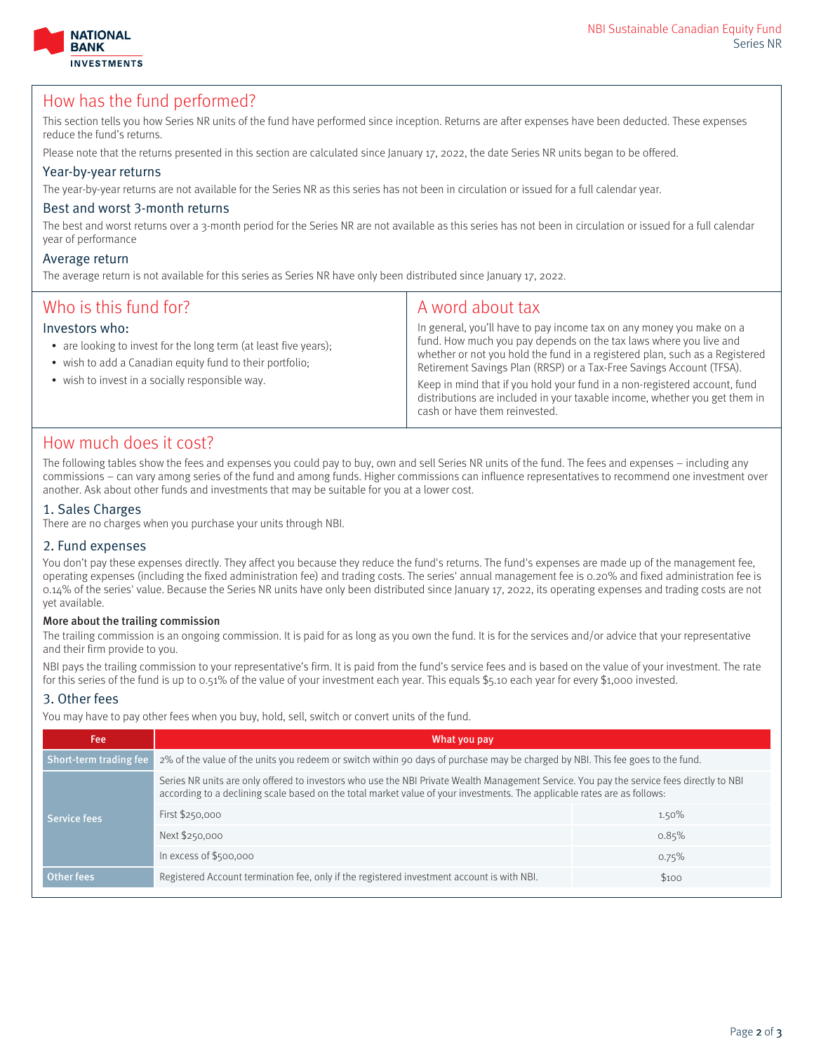## How has the fund performed?

This section tells you how Series NR units of the fund have performed since inception. Returns are after expenses have been deducted. These expenses reduce the fund's returns.

Please note that the returns presented in this section are calculated since January 17, 2022, the date Series NR units began to be offered.

### Year-by-year returns

The year-by-year returns are not available for the Series NR as this series has not been in circulation or issued for a full calendar year.

### Best and worst 3-month returns

The best and worst returns over a 3-month period for the Series NR are not available as this series has not been in circulation or issued for a full calendar year of performance

### Average return

The average return is not available for this series as Series NR have only been distributed since January 17, 2022.

## Who is this fund for?

### Investors who:

- are looking to invest for the long term (at least five years);
- wish to add a Canadian equity fund to their portfolio;
- wish to invest in a socially responsible way.

## A word about tax

In general, you'll have to pay income tax on any money you make on a fund. How much you pay depends on the tax laws where you live and whether or not you hold the fund in a registered plan, such as a Registered Retirement Savings Plan (RRSP) or a Tax-Free Savings Account (TFSA).

Keep in mind that if you hold your fund in a non-registered account, fund distributions are included in your taxable income, whether you get them in cash or have them reinvested.

## How much does it cost?

The following tables show the fees and expenses you could pay to buy, own and sell Series NR units of the fund. The fees and expenses – including any commissions – can vary among series of the fund and among funds. Higher commissions can influence representatives to recommend one investment over another. Ask about other funds and investments that may be suitable for you at a lower cost.

### 1. Sales Charges

There are no charges when you purchase your units through NBI.

### 2. Fund expenses

You don't pay these expenses directly. They affect you because they reduce the fund's returns. The fund's expenses are made up of the management fee, operating expenses (including the fixed administration fee) and trading costs. The series' annual management fee is 0.20% and fixed administration fee is 0.14% of the series' value. Because the Series NR units have only been distributed since January 17, 2022, its operating expenses and trading costs are not yet available.

**More about the trailing commission**

The trailing commission is an ongoing commission. It is paid for as long as you own the fund. It is for the services and/or advice that your representative and their firm provide to you.

NBI pays the trailing commission to your representative's firm. It is paid from the fund's service fees and is based on the value of your investment. The rate for this series of the fund is up to 0.51% of the value of your investment each year. This equals $5.10 each year for every $1,000 invested.

### 3. Other fees

You may have to pay other fees when you buy, hold, sell, switch or convert units of the fund.

| Fee | What you pay | |
|---|---|---|
| Short-term trading fee | 2% of the value of the units you redeem or switch within 90 days of purchase may be charged by NBI. This fee goes to the fund. | |
| Service fees | Series NR units are only offered to investors who use the NBI Private Wealth Management Service. You pay the service fees directly to NBI according to a declining scale based on the total market value of your investments. The applicable rates are as follows: | |
| | First $250,000 | 1.50% |
| | Next $250,000 | 0.85% |
| | In excess of $500,000 | 0.75% |
| Other fees | Registered Account termination fee, only if the registered investment account is with NBI. | $100 |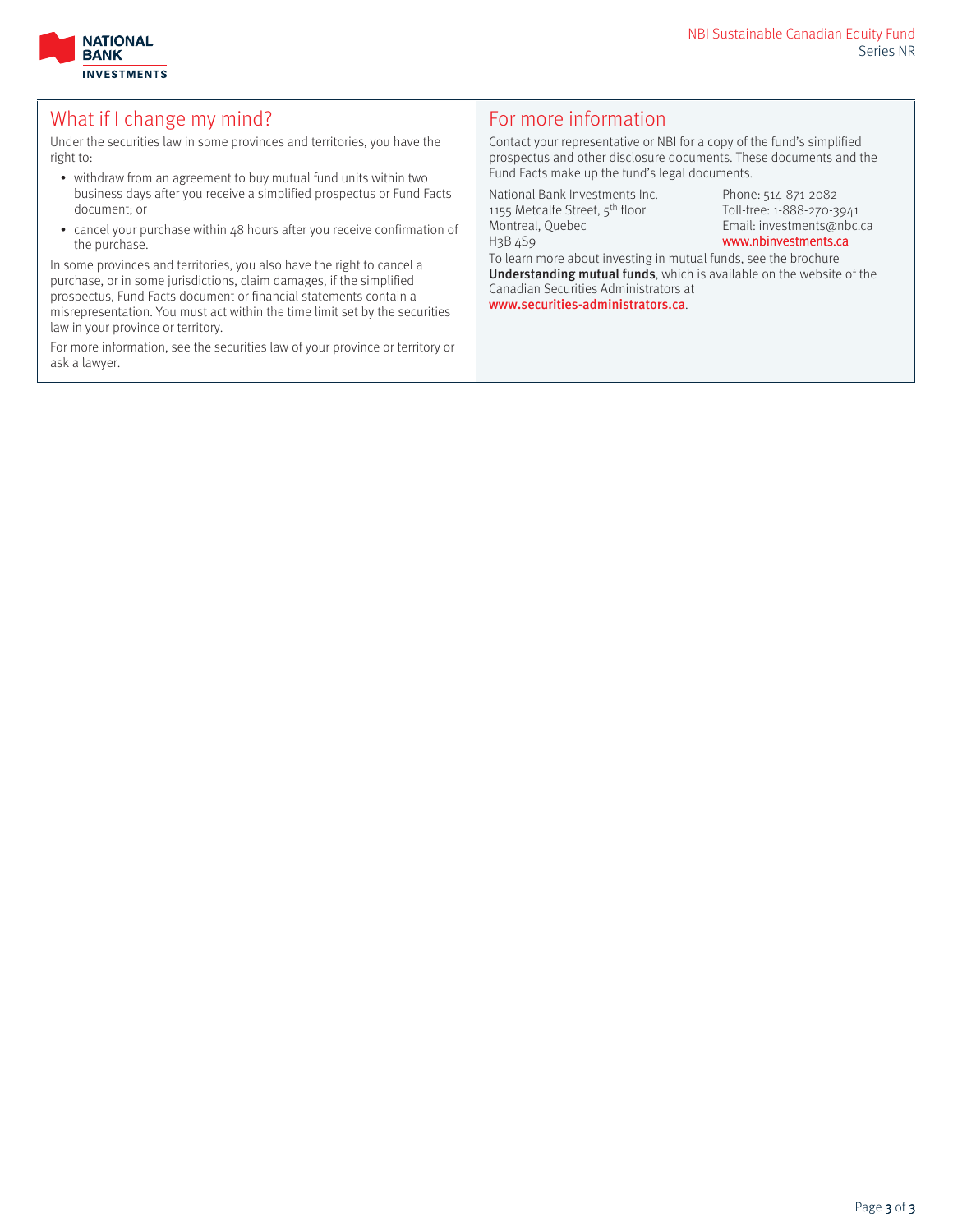## What if I change my mind?

Under the securities law in some provinces and territories, you have the right to:

- withdraw from an agreement to buy mutual fund units within two business days after you receive a simplified prospectus or Fund Facts document; or
- cancel your purchase within 48 hours after you receive confirmation of the purchase.

In some provinces and territories, you also have the right to cancel a purchase, or in some jurisdictions, claim damages, if the simplified prospectus, Fund Facts document or financial statements contain a misrepresentation. You must act within the time limit set by the securities law in your province or territory.

For more information, see the securities law of your province or territory or ask a lawyer.

## For more information

Contact your representative or NBI for a copy of the fund's simplified prospectus and other disclosure documents. These documents and the Fund Facts make up the fund's legal documents.

National Bank Investments Inc.
1155 Metcalfe Street, 5th floor
Montreal, Quebec
H3B 4S9

Phone: 514-871-2082
Toll-free: 1-888-270-3941
Email: investments@nbc.ca
www.nbinvestments.ca

To learn more about investing in mutual funds, see the brochure **Understanding mutual funds**, which is available on the website of the Canadian Securities Administrators at **www.securities-administrators.ca**.